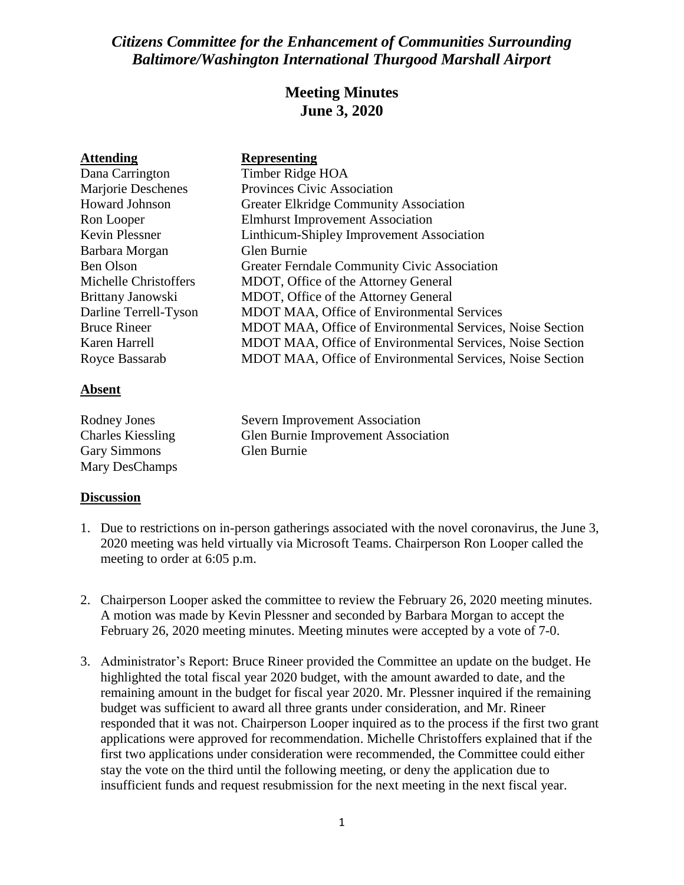# *Citizens Committee for the Enhancement of Communities Surrounding Baltimore/Washington International Thurgood Marshall Airport*

## Meeting Minutes
## June 3, 2020

| **Attending** | **Representing** |
|---|---|
| Dana Carrington | Timber Ridge HOA |
| Marjorie Deschenes | Provinces Civic Association |
| Howard Johnson | Greater Elkridge Community Association |
| Ron Looper | Elmhurst Improvement Association |
| Kevin Plessner | Linthicum-Shipley Improvement Association |
| Barbara Morgan | Glen Burnie |
| Ben Olson | Greater Ferndale Community Civic Association |
| Michelle Christoffers | MDOT, Office of the Attorney General |
| Brittany Janowski | MDOT, Office of the Attorney General |
| Darline Terrell-Tyson | MDOT MAA, Office of Environmental Services |
| Bruce Rineer | MDOT MAA, Office of Environmental Services, Noise Section |
| Karen Harrell | MDOT MAA, Office of Environmental Services, Noise Section |
| Royce Bassarab | MDOT MAA, Office of Environmental Services, Noise Section |

**Absent**

| | |
|---|---|
| Rodney Jones | Severn Improvement Association |
| Charles Kiessling | Glen Burnie Improvement Association |
| Gary Simmons | Glen Burnie |
| Mary DesChamps | |

**Discussion**

1. Due to restrictions on in-person gatherings associated with the novel coronavirus, the June 3, 2020 meeting was held virtually via Microsoft Teams. Chairperson Ron Looper called the meeting to order at 6:05 p.m.

2. Chairperson Looper asked the committee to review the February 26, 2020 meeting minutes. A motion was made by Kevin Plessner and seconded by Barbara Morgan to accept the February 26, 2020 meeting minutes. Meeting minutes were accepted by a vote of 7-0.

3. Administrator's Report: Bruce Rineer provided the Committee an update on the budget. He highlighted the total fiscal year 2020 budget, with the amount awarded to date, and the remaining amount in the budget for fiscal year 2020. Mr. Plessner inquired if the remaining budget was sufficient to award all three grants under consideration, and Mr. Rineer responded that it was not. Chairperson Looper inquired as to the process if the first two grant applications were approved for recommendation. Michelle Christoffers explained that if the first two applications under consideration were recommended, the Committee could either stay the vote on the third until the following meeting, or deny the application due to insufficient funds and request resubmission for the next meeting in the next fiscal year.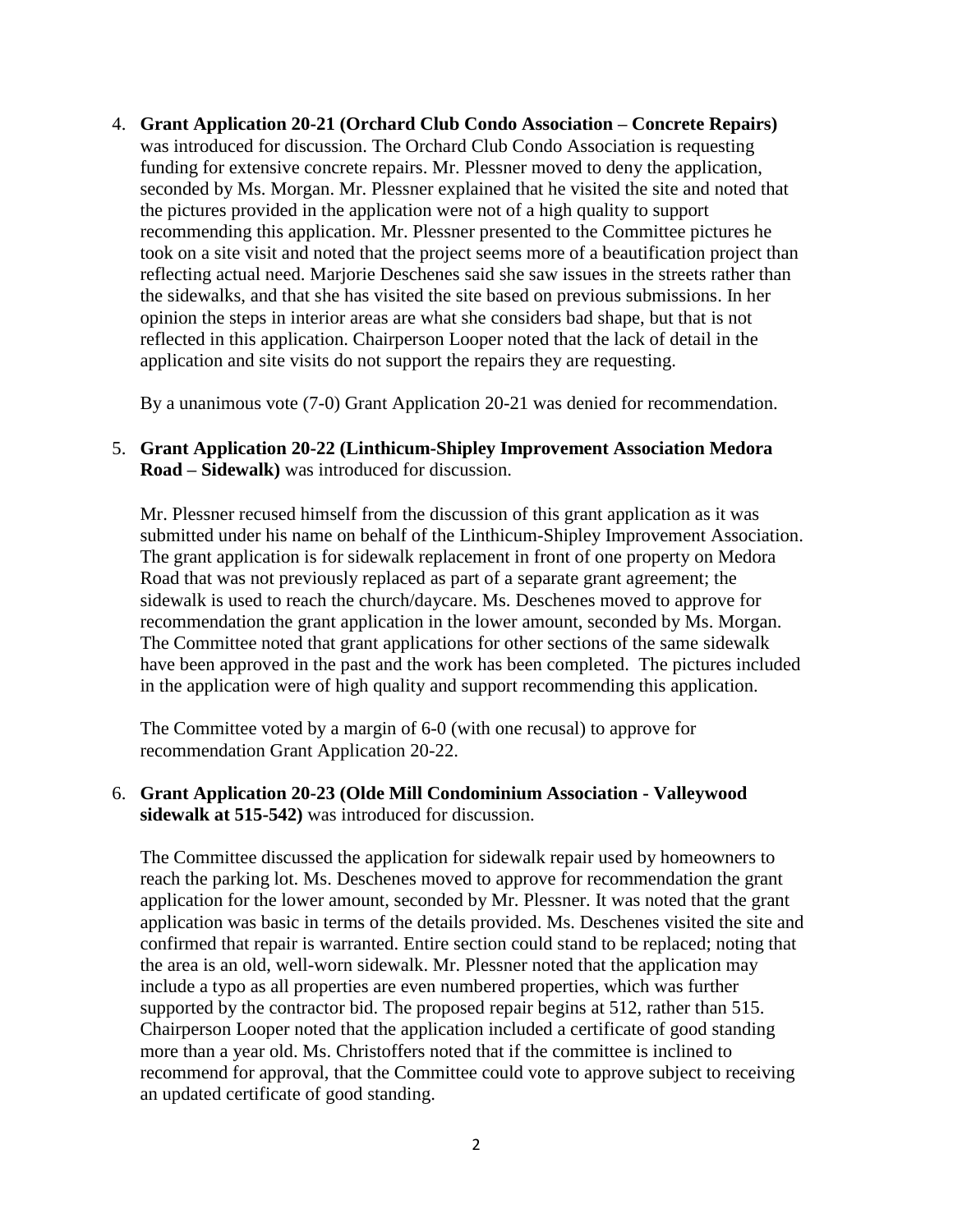4. **Grant Application 20-21 (Orchard Club Condo Association – Concrete Repairs)** was introduced for discussion. The Orchard Club Condo Association is requesting funding for extensive concrete repairs. Mr. Plessner moved to deny the application, seconded by Ms. Morgan. Mr. Plessner explained that he visited the site and noted that the pictures provided in the application were not of a high quality to support recommending this application. Mr. Plessner presented to the Committee pictures he took on a site visit and noted that the project seems more of a beautification project than reflecting actual need. Marjorie Deschenes said she saw issues in the streets rather than the sidewalks, and that she has visited the site based on previous submissions. In her opinion the steps in interior areas are what she considers bad shape, but that is not reflected in this application. Chairperson Looper noted that the lack of detail in the application and site visits do not support the repairs they are requesting.

   By a unanimous vote (7-0) Grant Application 20-21 was denied for recommendation.

5. **Grant Application 20-22 (Linthicum-Shipley Improvement Association Medora Road – Sidewalk)** was introduced for discussion.

   Mr. Plessner recused himself from the discussion of this grant application as it was submitted under his name on behalf of the Linthicum-Shipley Improvement Association. The grant application is for sidewalk replacement in front of one property on Medora Road that was not previously replaced as part of a separate grant agreement; the sidewalk is used to reach the church/daycare. Ms. Deschenes moved to approve for recommendation the grant application in the lower amount, seconded by Ms. Morgan. The Committee noted that grant applications for other sections of the same sidewalk have been approved in the past and the work has been completed. The pictures included in the application were of high quality and support recommending this application.

   The Committee voted by a margin of 6-0 (with one recusal) to approve for recommendation Grant Application 20-22.

6. **Grant Application 20-23 (Olde Mill Condominium Association - Valleywood sidewalk at 515-542)** was introduced for discussion.

   The Committee discussed the application for sidewalk repair used by homeowners to reach the parking lot. Ms. Deschenes moved to approve for recommendation the grant application for the lower amount, seconded by Mr. Plessner. It was noted that the grant application was basic in terms of the details provided. Ms. Deschenes visited the site and confirmed that repair is warranted. Entire section could stand to be replaced; noting that the area is an old, well-worn sidewalk. Mr. Plessner noted that the application may include a typo as all properties are even numbered properties, which was further supported by the contractor bid. The proposed repair begins at 512, rather than 515. Chairperson Looper noted that the application included a certificate of good standing more than a year old. Ms. Christoffers noted that if the committee is inclined to recommend for approval, that the Committee could vote to approve subject to receiving an updated certificate of good standing.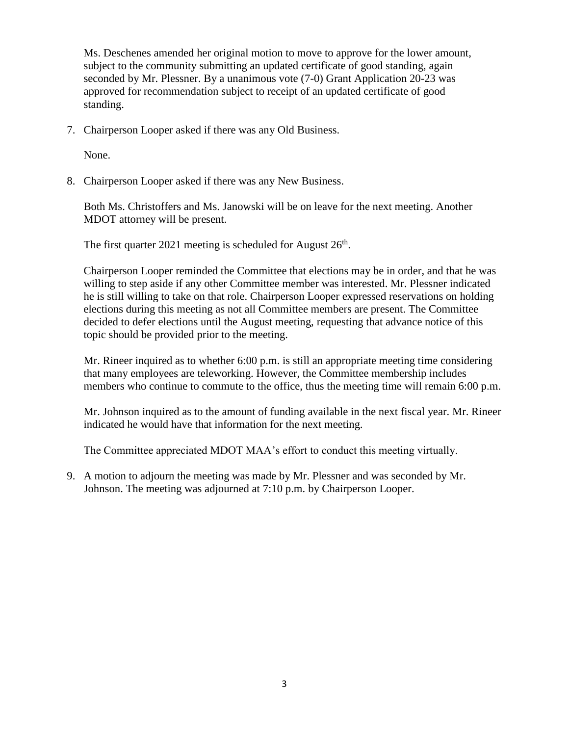Ms. Deschenes amended her original motion to move to approve for the lower amount, subject to the community submitting an updated certificate of good standing, again seconded by Mr. Plessner. By a unanimous vote (7-0) Grant Application 20-23 was approved for recommendation subject to receipt of an updated certificate of good standing.

7. Chairperson Looper asked if there was any Old Business.

   None.

8. Chairperson Looper asked if there was any New Business.

   Both Ms. Christoffers and Ms. Janowski will be on leave for the next meeting. Another MDOT attorney will be present.

   The first quarter 2021 meeting is scheduled for August 26th.

   Chairperson Looper reminded the Committee that elections may be in order, and that he was willing to step aside if any other Committee member was interested. Mr. Plessner indicated he is still willing to take on that role. Chairperson Looper expressed reservations on holding elections during this meeting as not all Committee members are present. The Committee decided to defer elections until the August meeting, requesting that advance notice of this topic should be provided prior to the meeting.

   Mr. Rineer inquired as to whether 6:00 p.m. is still an appropriate meeting time considering that many employees are teleworking. However, the Committee membership includes members who continue to commute to the office, thus the meeting time will remain 6:00 p.m.

   Mr. Johnson inquired as to the amount of funding available in the next fiscal year. Mr. Rineer indicated he would have that information for the next meeting.

   The Committee appreciated MDOT MAA's effort to conduct this meeting virtually.

9. A motion to adjourn the meeting was made by Mr. Plessner and was seconded by Mr. Johnson. The meeting was adjourned at 7:10 p.m. by Chairperson Looper.